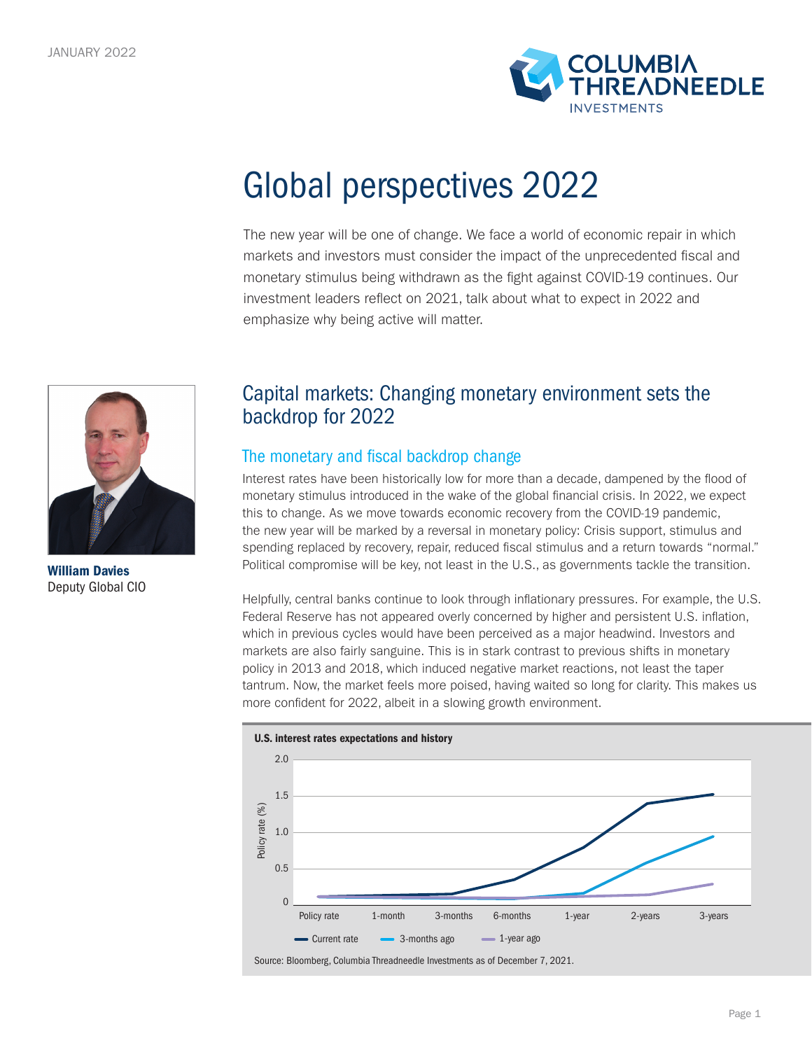JANUARY 2022

# Global perspectives 2022

The new year will be one of change. We face a world of economic repair in which markets and investors must consider the impact of the unprecedented fiscal and monetary stimulus being withdrawn as the fight against COVID-19 continues. Our investment leaders reflect on 2021, talk about what to expect in 2022 and emphasize why being active will matter.

**William Davies**
Deputy Global CIO

## Capital markets: Changing monetary environment sets the backdrop for 2022

### The monetary and fiscal backdrop change

Interest rates have been historically low for more than a decade, dampened by the flood of monetary stimulus introduced in the wake of the global financial crisis. In 2022, we expect this to change. As we move towards economic recovery from the COVID-19 pandemic, the new year will be marked by a reversal in monetary policy: Crisis support, stimulus and spending replaced by recovery, repair, reduced fiscal stimulus and a return towards "normal." Political compromise will be key, not least in the U.S., as governments tackle the transition.

Helpfully, central banks continue to look through inflationary pressures. For example, the U.S. Federal Reserve has not appeared overly concerned by higher and persistent U.S. inflation, which in previous cycles would have been perceived as a major headwind. Investors and markets are also fairly sanguine. This is in stark contrast to previous shifts in monetary policy in 2013 and 2018, which induced negative market reactions, not least the taper tantrum. Now, the market feels more poised, having waited so long for clarity. This makes us more confident for 2022, albeit in a slowing growth environment.

**U.S. interest rates expectations and history**

Source: Bloomberg, Columbia Threadneedle Investments as of December 7, 2021.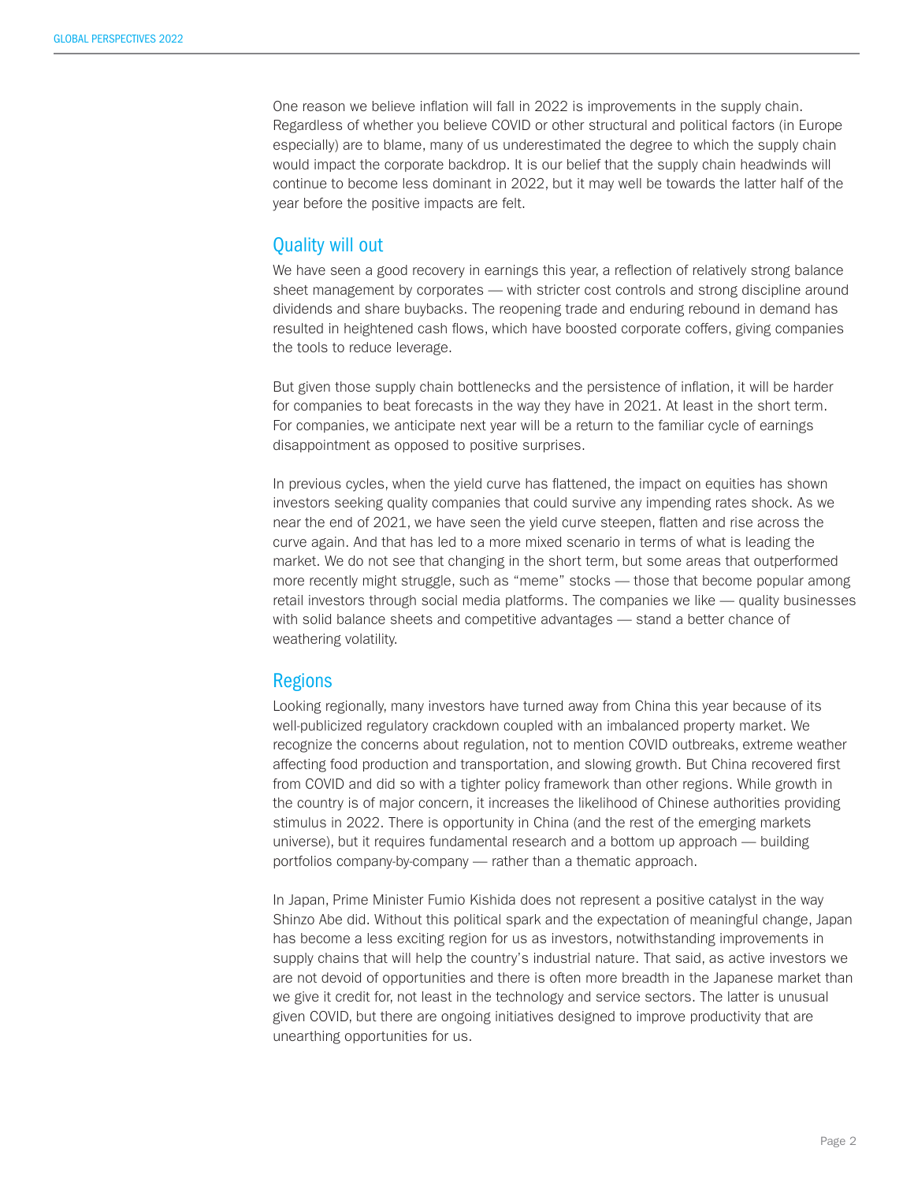One reason we believe inflation will fall in 2022 is improvements in the supply chain. Regardless of whether you believe COVID or other structural and political factors (in Europe especially) are to blame, many of us underestimated the degree to which the supply chain would impact the corporate backdrop. It is our belief that the supply chain headwinds will continue to become less dominant in 2022, but it may well be towards the latter half of the year before the positive impacts are felt.

## Quality will out

We have seen a good recovery in earnings this year, a reflection of relatively strong balance sheet management by corporates — with stricter cost controls and strong discipline around dividends and share buybacks. The reopening trade and enduring rebound in demand has resulted in heightened cash flows, which have boosted corporate coffers, giving companies the tools to reduce leverage.

But given those supply chain bottlenecks and the persistence of inflation, it will be harder for companies to beat forecasts in the way they have in 2021. At least in the short term. For companies, we anticipate next year will be a return to the familiar cycle of earnings disappointment as opposed to positive surprises.

In previous cycles, when the yield curve has flattened, the impact on equities has shown investors seeking quality companies that could survive any impending rates shock. As we near the end of 2021, we have seen the yield curve steepen, flatten and rise across the curve again. And that has led to a more mixed scenario in terms of what is leading the market. We do not see that changing in the short term, but some areas that outperformed more recently might struggle, such as "meme" stocks — those that become popular among retail investors through social media platforms. The companies we like — quality businesses with solid balance sheets and competitive advantages — stand a better chance of weathering volatility.

## Regions

Looking regionally, many investors have turned away from China this year because of its well-publicized regulatory crackdown coupled with an imbalanced property market. We recognize the concerns about regulation, not to mention COVID outbreaks, extreme weather affecting food production and transportation, and slowing growth. But China recovered first from COVID and did so with a tighter policy framework than other regions. While growth in the country is of major concern, it increases the likelihood of Chinese authorities providing stimulus in 2022. There is opportunity in China (and the rest of the emerging markets universe), but it requires fundamental research and a bottom up approach — building portfolios company-by-company — rather than a thematic approach.

In Japan, Prime Minister Fumio Kishida does not represent a positive catalyst in the way Shinzo Abe did. Without this political spark and the expectation of meaningful change, Japan has become a less exciting region for us as investors, notwithstanding improvements in supply chains that will help the country's industrial nature. That said, as active investors we are not devoid of opportunities and there is often more breadth in the Japanese market than we give it credit for, not least in the technology and service sectors. The latter is unusual given COVID, but there are ongoing initiatives designed to improve productivity that are unearthing opportunities for us.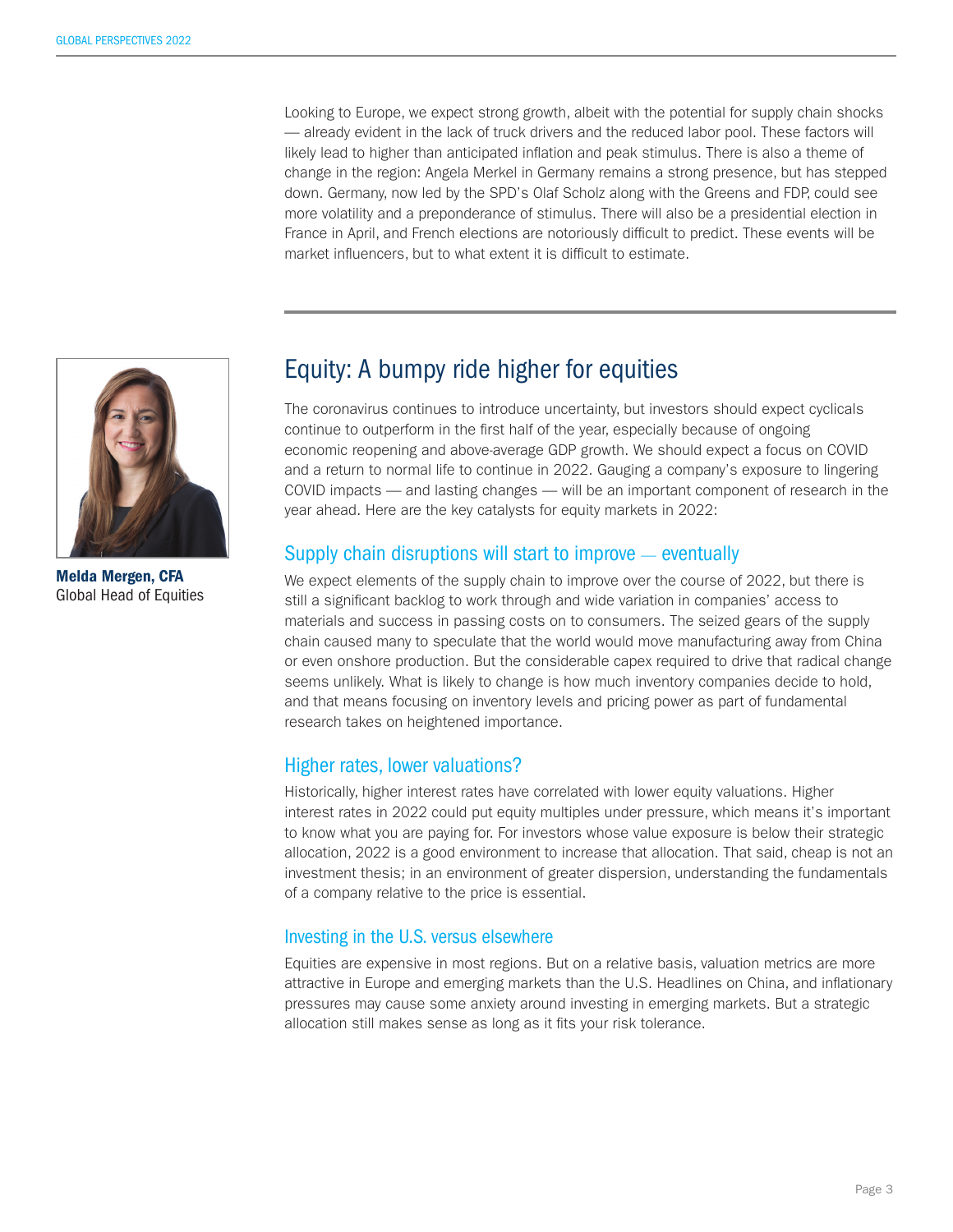Looking to Europe, we expect strong growth, albeit with the potential for supply chain shocks — already evident in the lack of truck drivers and the reduced labor pool. These factors will likely lead to higher than anticipated inflation and peak stimulus. There is also a theme of change in the region: Angela Merkel in Germany remains a strong presence, but has stepped down. Germany, now led by the SPD's Olaf Scholz along with the Greens and FDP, could see more volatility and a preponderance of stimulus. There will also be a presidential election in France in April, and French elections are notoriously difficult to predict. These events will be market influencers, but to what extent it is difficult to estimate.

**Melda Mergen, CFA**
Global Head of Equities

## Equity: A bumpy ride higher for equities

The coronavirus continues to introduce uncertainty, but investors should expect cyclicals continue to outperform in the first half of the year, especially because of ongoing economic reopening and above-average GDP growth. We should expect a focus on COVID and a return to normal life to continue in 2022. Gauging a company's exposure to lingering COVID impacts — and lasting changes — will be an important component of research in the year ahead. Here are the key catalysts for equity markets in 2022:

### Supply chain disruptions will start to improve — eventually

We expect elements of the supply chain to improve over the course of 2022, but there is still a significant backlog to work through and wide variation in companies' access to materials and success in passing costs on to consumers. The seized gears of the supply chain caused many to speculate that the world would move manufacturing away from China or even onshore production. But the considerable capex required to drive that radical change seems unlikely. What is likely to change is how much inventory companies decide to hold, and that means focusing on inventory levels and pricing power as part of fundamental research takes on heightened importance.

### Higher rates, lower valuations?

Historically, higher interest rates have correlated with lower equity valuations. Higher interest rates in 2022 could put equity multiples under pressure, which means it's important to know what you are paying for. For investors whose value exposure is below their strategic allocation, 2022 is a good environment to increase that allocation. That said, cheap is not an investment thesis; in an environment of greater dispersion, understanding the fundamentals of a company relative to the price is essential.

### Investing in the U.S. versus elsewhere

Equities are expensive in most regions. But on a relative basis, valuation metrics are more attractive in Europe and emerging markets than the U.S. Headlines on China, and inflationary pressures may cause some anxiety around investing in emerging markets. But a strategic allocation still makes sense as long as it fits your risk tolerance.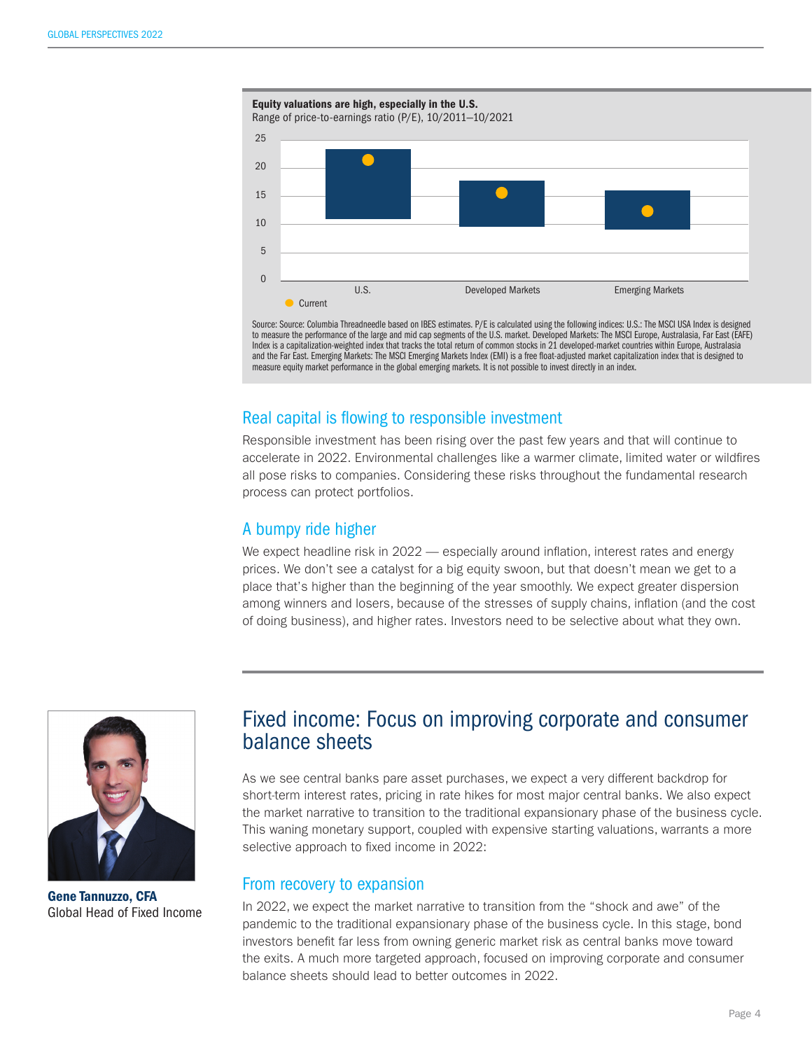**Equity valuations are high, especially in the U.S.**
Range of price-to-earnings ratio (P/E), 10/2011–10/2021

Source: Source: Columbia Threadneedle based on IBES estimates. P/E is calculated using the following indices: U.S.: The MSCI USA Index is designed to measure the performance of the large and mid cap segments of the U.S. market. Developed Markets: The MSCI Europe, Australasia, Far East (EAFE) Index is a capitalization-weighted index that tracks the total return of common stocks in 21 developed-market countries within Europe, Australasia and the Far East. Emerging Markets: The MSCI Emerging Markets Index (EMI) is a free float-adjusted market capitalization index that is designed to measure equity market performance in the global emerging markets. It is not possible to invest directly in an index.

### Real capital is flowing to responsible investment

Responsible investment has been rising over the past few years and that will continue to accelerate in 2022. Environmental challenges like a warmer climate, limited water or wildfires all pose risks to companies. Considering these risks throughout the fundamental research process can protect portfolios.

### A bumpy ride higher

We expect headline risk in 2022 — especially around inflation, interest rates and energy prices. We don't see a catalyst for a big equity swoon, but that doesn't mean we get to a place that's higher than the beginning of the year smoothly. We expect greater dispersion among winners and losers, because of the stresses of supply chains, inflation (and the cost of doing business), and higher rates. Investors need to be selective about what they own.

## Fixed income: Focus on improving corporate and consumer balance sheets

**Gene Tannuzzo, CFA**
Global Head of Fixed Income

As we see central banks pare asset purchases, we expect a very different backdrop for short-term interest rates, pricing in rate hikes for most major central banks. We also expect the market narrative to transition to the traditional expansionary phase of the business cycle. This waning monetary support, coupled with expensive starting valuations, warrants a more selective approach to fixed income in 2022:

### From recovery to expansion

In 2022, we expect the market narrative to transition from the "shock and awe" of the pandemic to the traditional expansionary phase of the business cycle. In this stage, bond investors benefit far less from owning generic market risk as central banks move toward the exits. A much more targeted approach, focused on improving corporate and consumer balance sheets should lead to better outcomes in 2022.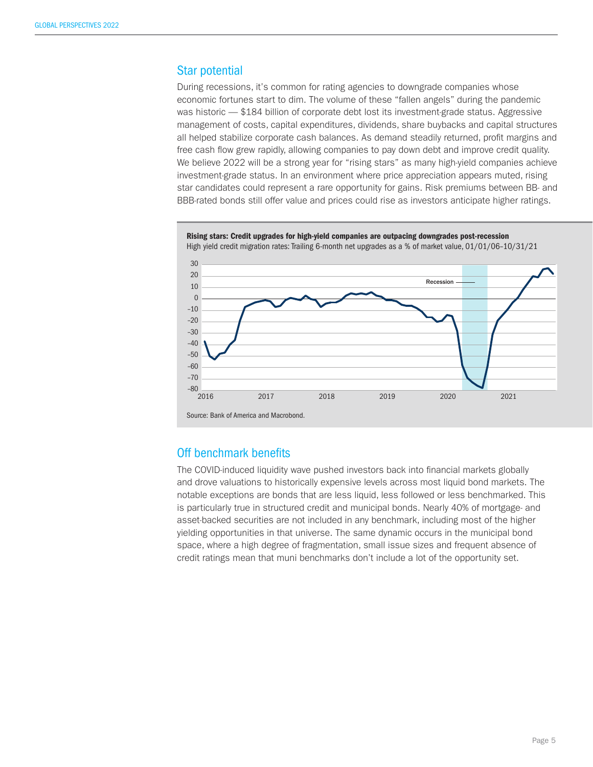## Star potential

During recessions, it's common for rating agencies to downgrade companies whose economic fortunes start to dim. The volume of these "fallen angels" during the pandemic was historic — $184 billion of corporate debt lost its investment-grade status. Aggressive management of costs, capital expenditures, dividends, share buybacks and capital structures all helped stabilize corporate cash balances. As demand steadily returned, profit margins and free cash flow grew rapidly, allowing companies to pay down debt and improve credit quality. We believe 2022 will be a strong year for "rising stars" as many high-yield companies achieve investment-grade status. In an environment where price appreciation appears muted, rising star candidates could represent a rare opportunity for gains. Risk premiums between BB- and BBB-rated bonds still offer value and prices could rise as investors anticipate higher ratings.

**Rising stars: Credit upgrades for high-yield companies are outpacing downgrades post-recession**

High yield credit migration rates: Trailing 6-month net upgrades as a % of market value, 01/01/06–10/31/21

Source: Bank of America and Macrobond.

## Off benchmark benefits

The COVID-induced liquidity wave pushed investors back into financial markets globally and drove valuations to historically expensive levels across most liquid bond markets. The notable exceptions are bonds that are less liquid, less followed or less benchmarked. This is particularly true in structured credit and municipal bonds. Nearly 40% of mortgage- and asset-backed securities are not included in any benchmark, including most of the higher yielding opportunities in that universe. The same dynamic occurs in the municipal bond space, where a high degree of fragmentation, small issue sizes and frequent absence of credit ratings mean that muni benchmarks don't include a lot of the opportunity set.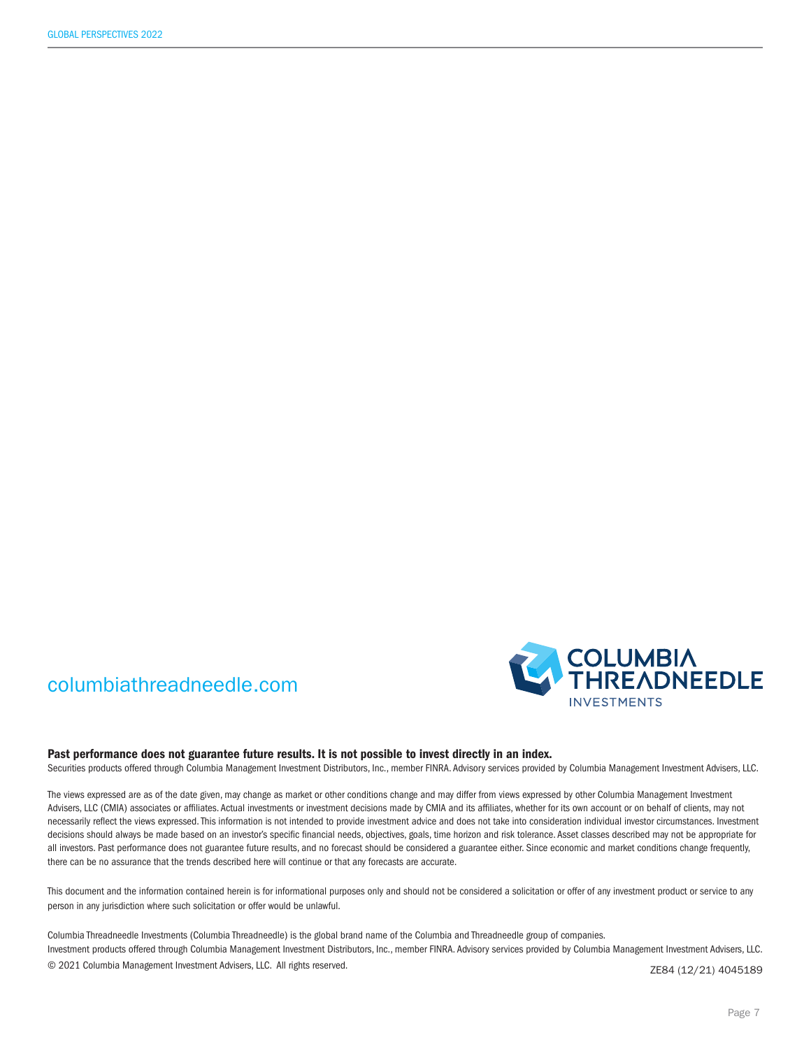columbiathreadneedle.com

COLUMBIA THREADNEEDLE INVESTMENTS

**Past performance does not guarantee future results. It is not possible to invest directly in an index.**

Securities products offered through Columbia Management Investment Distributors, Inc., member FINRA. Advisory services provided by Columbia Management Investment Advisers, LLC.

The views expressed are as of the date given, may change as market or other conditions change and may differ from views expressed by other Columbia Management Investment Advisers, LLC (CMIA) associates or affiliates. Actual investments or investment decisions made by CMIA and its affiliates, whether for its own account or on behalf of clients, may not necessarily reflect the views expressed. This information is not intended to provide investment advice and does not take into consideration individual investor circumstances. Investment decisions should always be made based on an investor's specific financial needs, objectives, goals, time horizon and risk tolerance. Asset classes described may not be appropriate for all investors. Past performance does not guarantee future results, and no forecast should be considered a guarantee either. Since economic and market conditions change frequently, there can be no assurance that the trends described here will continue or that any forecasts are accurate.

This document and the information contained herein is for informational purposes only and should not be considered a solicitation or offer of any investment product or service to any person in any jurisdiction where such solicitation or offer would be unlawful.

Columbia Threadneedle Investments (Columbia Threadneedle) is the global brand name of the Columbia and Threadneedle group of companies.

Investment products offered through Columbia Management Investment Distributors, Inc., member FINRA. Advisory services provided by Columbia Management Investment Advisers, LLC.

© 2021 Columbia Management Investment Advisers, LLC. All rights reserved.

ZE84 (12/21) 4045189